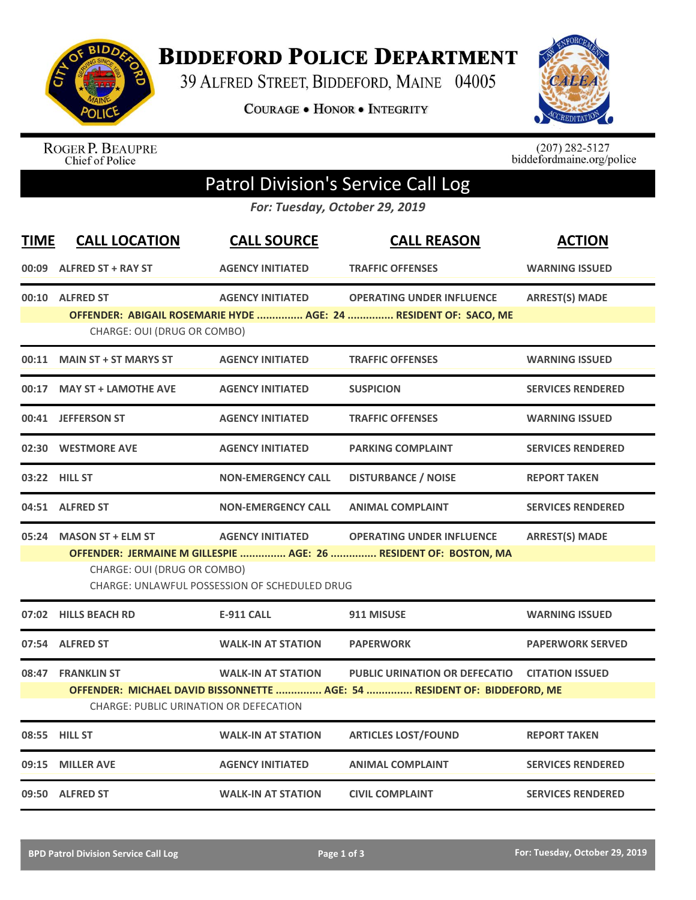# Biddeford Police Department

39 Alfred Street, Biddeford, Maine 04005

Courage • Honor • Integrity

Roger P. Beaupre
Chief of Police

(207) 282-5127
biddefordmaine.org/police

## Patrol Division's Service Call Log

*For: Tuesday, October 29, 2019*

| TIME | CALL LOCATION | CALL SOURCE | CALL REASON | ACTION |
|---|---|---|---|---|
| 00:09 | ALFRED ST + RAY ST | AGENCY INITIATED | TRAFFIC OFFENSES | WARNING ISSUED |
| 00:10 | ALFRED ST | AGENCY INITIATED | OPERATING UNDER INFLUENCE | ARREST(S) MADE |
| | OFFENDER: ABIGAIL ROSEMARIE HYDE ............... AGE: 24 ............... RESIDENT OF: SACO, ME | | | |
| | CHARGE: OUI (DRUG OR COMBO) | | | |
| 00:11 | MAIN ST + ST MARYS ST | AGENCY INITIATED | TRAFFIC OFFENSES | WARNING ISSUED |
| 00:17 | MAY ST + LAMOTHE AVE | AGENCY INITIATED | SUSPICION | SERVICES RENDERED |
| 00:41 | JEFFERSON ST | AGENCY INITIATED | TRAFFIC OFFENSES | WARNING ISSUED |
| 02:30 | WESTMORE AVE | AGENCY INITIATED | PARKING COMPLAINT | SERVICES RENDERED |
| 03:22 | HILL ST | NON-EMERGENCY CALL | DISTURBANCE / NOISE | REPORT TAKEN |
| 04:51 | ALFRED ST | NON-EMERGENCY CALL | ANIMAL COMPLAINT | SERVICES RENDERED |
| 05:24 | MASON ST + ELM ST | AGENCY INITIATED | OPERATING UNDER INFLUENCE | ARREST(S) MADE |
| | OFFENDER: JERMAINE M GILLESPIE ............... AGE: 26 ............... RESIDENT OF: BOSTON, MA | | | |
| | CHARGE: OUI (DRUG OR COMBO) | | | |
| | CHARGE: UNLAWFUL POSSESSION OF SCHEDULED DRUG | | | |
| 07:02 | HILLS BEACH RD | E-911 CALL | 911 MISUSE | WARNING ISSUED |
| 07:54 | ALFRED ST | WALK-IN AT STATION | PAPERWORK | PAPERWORK SERVED |
| 08:47 | FRANKLIN ST | WALK-IN AT STATION | PUBLIC URINATION OR DEFECATIO | CITATION ISSUED |
| | OFFENDER: MICHAEL DAVID BISSONNETTE ............... AGE: 54 ............... RESIDENT OF: BIDDEFORD, ME | | | |
| | CHARGE: PUBLIC URINATION OR DEFECATION | | | |
| 08:55 | HILL ST | WALK-IN AT STATION | ARTICLES LOST/FOUND | REPORT TAKEN |
| 09:15 | MILLER AVE | AGENCY INITIATED | ANIMAL COMPLAINT | SERVICES RENDERED |
| 09:50 | ALFRED ST | WALK-IN AT STATION | CIVIL COMPLAINT | SERVICES RENDERED |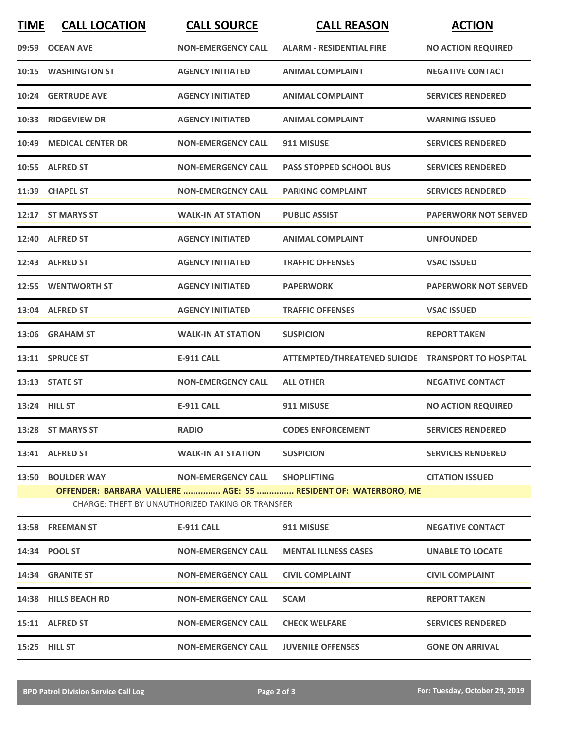| TIME | CALL LOCATION | CALL SOURCE | CALL REASON | ACTION |
|---|---|---|---|---|
| 09:59 | OCEAN AVE | NON-EMERGENCY CALL | ALARM - RESIDENTIAL FIRE | NO ACTION REQUIRED |
| 10:15 | WASHINGTON ST | AGENCY INITIATED | ANIMAL COMPLAINT | NEGATIVE CONTACT |
| 10:24 | GERTRUDE AVE | AGENCY INITIATED | ANIMAL COMPLAINT | SERVICES RENDERED |
| 10:33 | RIDGEVIEW DR | AGENCY INITIATED | ANIMAL COMPLAINT | WARNING ISSUED |
| 10:49 | MEDICAL CENTER DR | NON-EMERGENCY CALL | 911 MISUSE | SERVICES RENDERED |
| 10:55 | ALFRED ST | NON-EMERGENCY CALL | PASS STOPPED SCHOOL BUS | SERVICES RENDERED |
| 11:39 | CHAPEL ST | NON-EMERGENCY CALL | PARKING COMPLAINT | SERVICES RENDERED |
| 12:17 | ST MARYS ST | WALK-IN AT STATION | PUBLIC ASSIST | PAPERWORK NOT SERVED |
| 12:40 | ALFRED ST | AGENCY INITIATED | ANIMAL COMPLAINT | UNFOUNDED |
| 12:43 | ALFRED ST | AGENCY INITIATED | TRAFFIC OFFENSES | VSAC ISSUED |
| 12:55 | WENTWORTH ST | AGENCY INITIATED | PAPERWORK | PAPERWORK NOT SERVED |
| 13:04 | ALFRED ST | AGENCY INITIATED | TRAFFIC OFFENSES | VSAC ISSUED |
| 13:06 | GRAHAM ST | WALK-IN AT STATION | SUSPICION | REPORT TAKEN |
| 13:11 | SPRUCE ST | E-911 CALL | ATTEMPTED/THREATENED SUICIDE | TRANSPORT TO HOSPITAL |
| 13:13 | STATE ST | NON-EMERGENCY CALL | ALL OTHER | NEGATIVE CONTACT |
| 13:24 | HILL ST | E-911 CALL | 911 MISUSE | NO ACTION REQUIRED |
| 13:28 | ST MARYS ST | RADIO | CODES ENFORCEMENT | SERVICES RENDERED |
| 13:41 | ALFRED ST | WALK-IN AT STATION | SUSPICION | SERVICES RENDERED |
| 13:50 | BOULDER WAY | NON-EMERGENCY CALL | SHOPLIFTING | CITATION ISSUED |
| | OFFENDER: BARBARA VALLIERE ............... AGE: 55 ............... RESIDENT OF: WATERBORO, ME | | | |
| | CHARGE: THEFT BY UNAUTHORIZED TAKING OR TRANSFER | | | |
| 13:58 | FREEMAN ST | E-911 CALL | 911 MISUSE | NEGATIVE CONTACT |
| 14:34 | POOL ST | NON-EMERGENCY CALL | MENTAL ILLNESS CASES | UNABLE TO LOCATE |
| 14:34 | GRANITE ST | NON-EMERGENCY CALL | CIVIL COMPLAINT | CIVIL COMPLAINT |
| 14:38 | HILLS BEACH RD | NON-EMERGENCY CALL | SCAM | REPORT TAKEN |
| 15:11 | ALFRED ST | NON-EMERGENCY CALL | CHECK WELFARE | SERVICES RENDERED |
| 15:25 | HILL ST | NON-EMERGENCY CALL | JUVENILE OFFENSES | GONE ON ARRIVAL |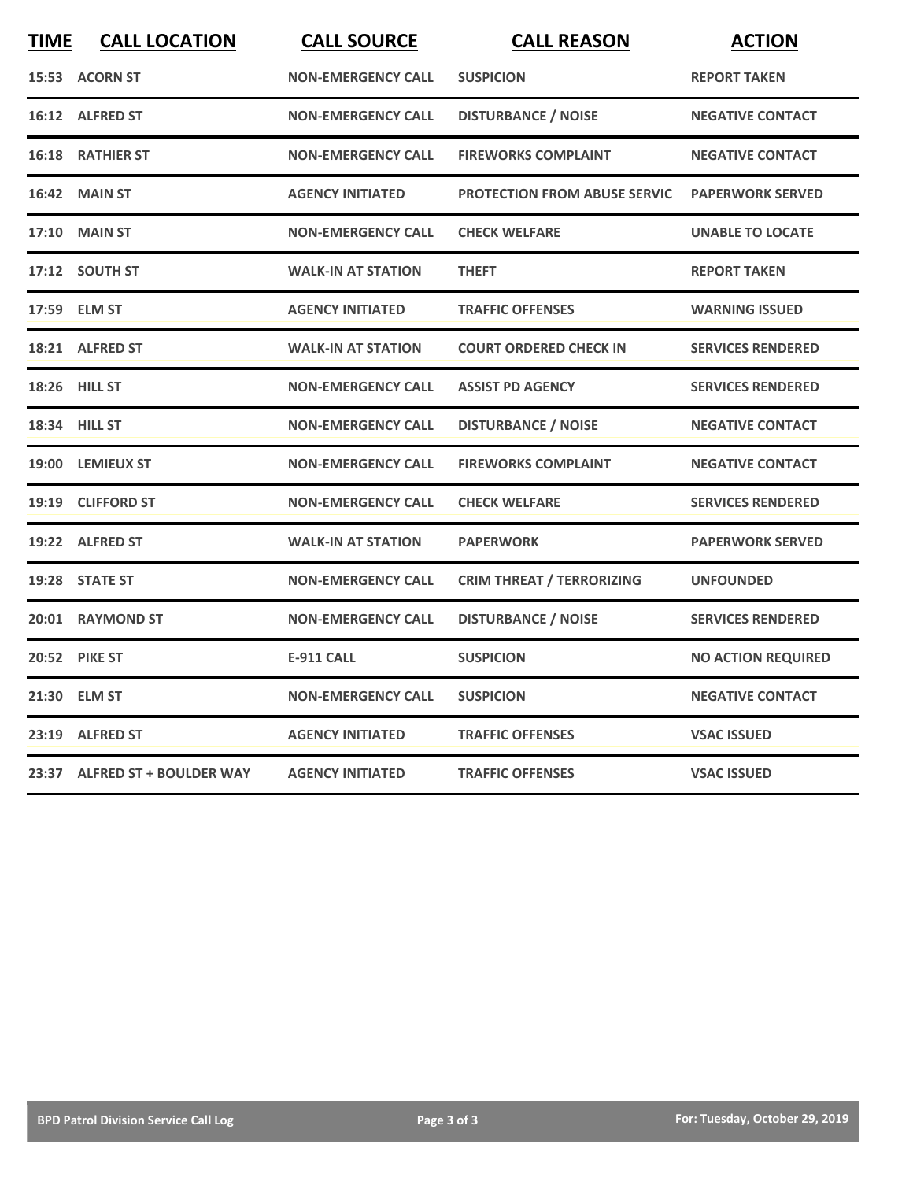| TIME | CALL LOCATION | CALL SOURCE | CALL REASON | ACTION |
|---|---|---|---|---|
| 15:53 | ACORN ST | NON-EMERGENCY CALL | SUSPICION | REPORT TAKEN |
| 16:12 | ALFRED ST | NON-EMERGENCY CALL | DISTURBANCE / NOISE | NEGATIVE CONTACT |
| 16:18 | RATHIER ST | NON-EMERGENCY CALL | FIREWORKS COMPLAINT | NEGATIVE CONTACT |
| 16:42 | MAIN ST | AGENCY INITIATED | PROTECTION FROM ABUSE SERVIC | PAPERWORK SERVED |
| 17:10 | MAIN ST | NON-EMERGENCY CALL | CHECK WELFARE | UNABLE TO LOCATE |
| 17:12 | SOUTH ST | WALK-IN AT STATION | THEFT | REPORT TAKEN |
| 17:59 | ELM ST | AGENCY INITIATED | TRAFFIC OFFENSES | WARNING ISSUED |
| 18:21 | ALFRED ST | WALK-IN AT STATION | COURT ORDERED CHECK IN | SERVICES RENDERED |
| 18:26 | HILL ST | NON-EMERGENCY CALL | ASSIST PD AGENCY | SERVICES RENDERED |
| 18:34 | HILL ST | NON-EMERGENCY CALL | DISTURBANCE / NOISE | NEGATIVE CONTACT |
| 19:00 | LEMIEUX ST | NON-EMERGENCY CALL | FIREWORKS COMPLAINT | NEGATIVE CONTACT |
| 19:19 | CLIFFORD ST | NON-EMERGENCY CALL | CHECK WELFARE | SERVICES RENDERED |
| 19:22 | ALFRED ST | WALK-IN AT STATION | PAPERWORK | PAPERWORK SERVED |
| 19:28 | STATE ST | NON-EMERGENCY CALL | CRIM THREAT / TERRORIZING | UNFOUNDED |
| 20:01 | RAYMOND ST | NON-EMERGENCY CALL | DISTURBANCE / NOISE | SERVICES RENDERED |
| 20:52 | PIKE ST | E-911 CALL | SUSPICION | NO ACTION REQUIRED |
| 21:30 | ELM ST | NON-EMERGENCY CALL | SUSPICION | NEGATIVE CONTACT |
| 23:19 | ALFRED ST | AGENCY INITIATED | TRAFFIC OFFENSES | VSAC ISSUED |
| 23:37 | ALFRED ST + BOULDER WAY | AGENCY INITIATED | TRAFFIC OFFENSES | VSAC ISSUED |